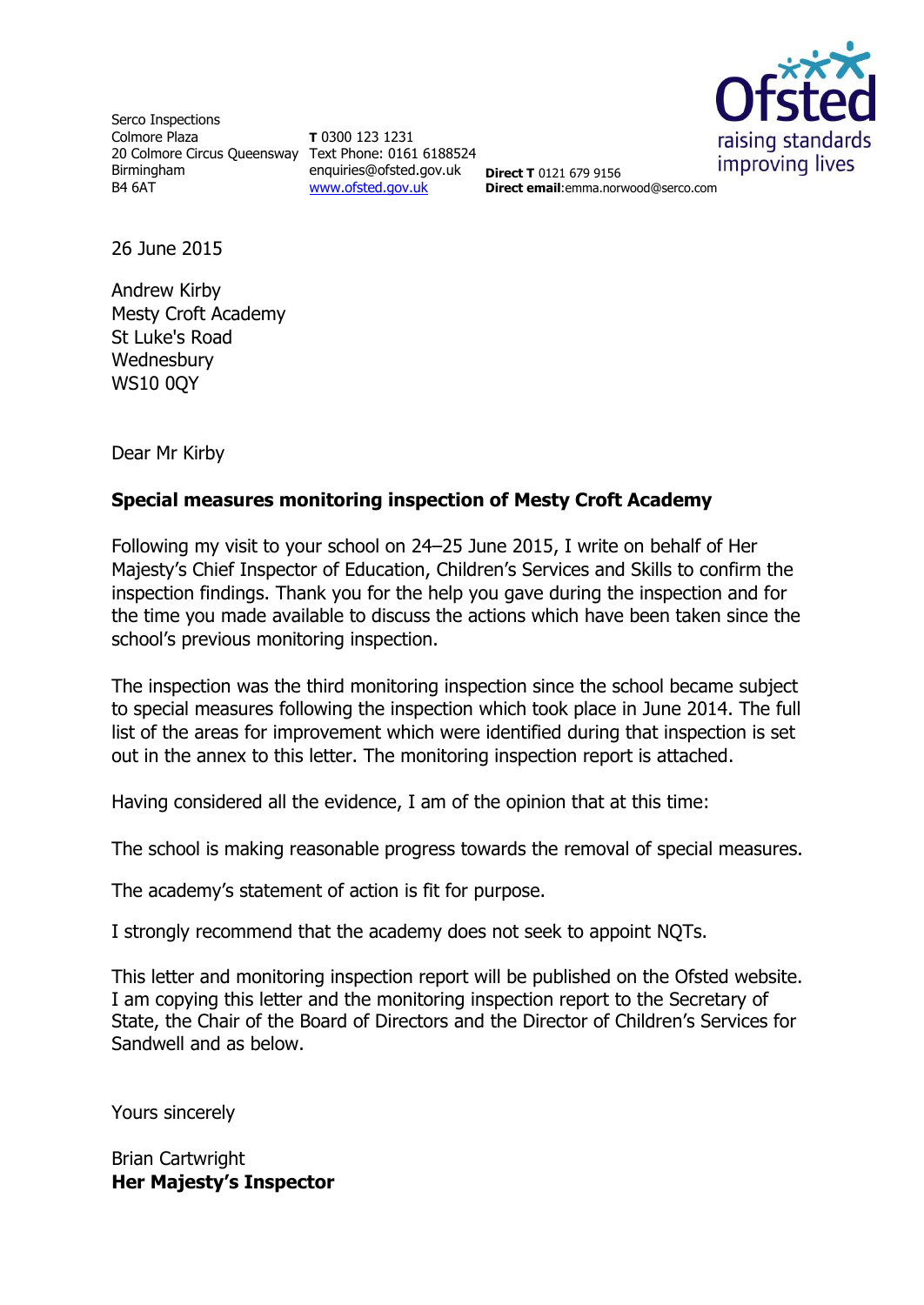Serco Inspections
Colmore Plaza
20 Colmore Circus Queensway
Birmingham
B4 6AT

**T** 0300 123 1231
Text Phone: 0161 6188524
enquiries@ofsted.gov.uk
www.ofsted.gov.uk

**Direct T** 0121 679 9156
**Direct email**:emma.norwood@serco.com

26 June 2015

Andrew Kirby
Mesty Croft Academy
St Luke's Road
Wednesbury
WS10 0QY

Dear Mr Kirby

**Special measures monitoring inspection of Mesty Croft Academy**

Following my visit to your school on 24–25 June 2015, I write on behalf of Her Majesty's Chief Inspector of Education, Children's Services and Skills to confirm the inspection findings. Thank you for the help you gave during the inspection and for the time you made available to discuss the actions which have been taken since the school's previous monitoring inspection.

The inspection was the third monitoring inspection since the school became subject to special measures following the inspection which took place in June 2014. The full list of the areas for improvement which were identified during that inspection is set out in the annex to this letter. The monitoring inspection report is attached.

Having considered all the evidence, I am of the opinion that at this time:

The school is making reasonable progress towards the removal of special measures.

The academy's statement of action is fit for purpose.

I strongly recommend that the academy does not seek to appoint NQTs.

This letter and monitoring inspection report will be published on the Ofsted website. I am copying this letter and the monitoring inspection report to the Secretary of State, the Chair of the Board of Directors and the Director of Children's Services for Sandwell and as below.

Yours sincerely

Brian Cartwright
**Her Majesty's Inspector**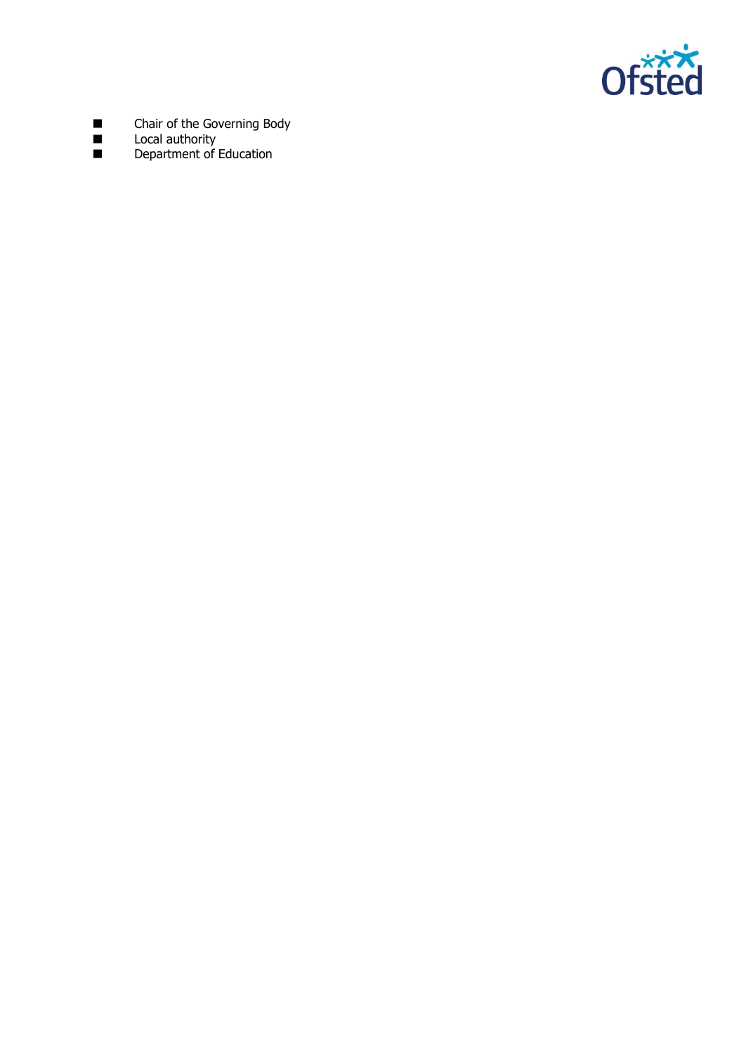- Chair of the Governing Body
- Local authority
- Department of Education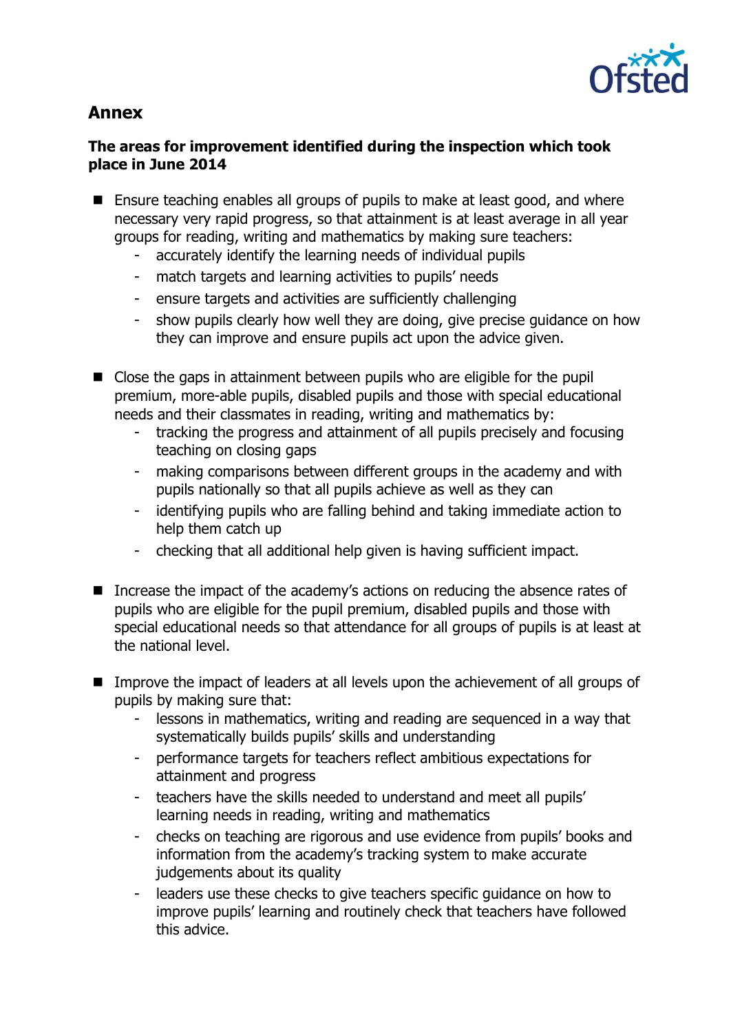## Annex

### The areas for improvement identified during the inspection which took place in June 2014

- Ensure teaching enables all groups of pupils to make at least good, and where necessary very rapid progress, so that attainment is at least average in all year groups for reading, writing and mathematics by making sure teachers:
  - accurately identify the learning needs of individual pupils
  - match targets and learning activities to pupils' needs
  - ensure targets and activities are sufficiently challenging
  - show pupils clearly how well they are doing, give precise guidance on how they can improve and ensure pupils act upon the advice given.

- Close the gaps in attainment between pupils who are eligible for the pupil premium, more-able pupils, disabled pupils and those with special educational needs and their classmates in reading, writing and mathematics by:
  - tracking the progress and attainment of all pupils precisely and focusing teaching on closing gaps
  - making comparisons between different groups in the academy and with pupils nationally so that all pupils achieve as well as they can
  - identifying pupils who are falling behind and taking immediate action to help them catch up
  - checking that all additional help given is having sufficient impact.

- Increase the impact of the academy's actions on reducing the absence rates of pupils who are eligible for the pupil premium, disabled pupils and those with special educational needs so that attendance for all groups of pupils is at least at the national level.

- Improve the impact of leaders at all levels upon the achievement of all groups of pupils by making sure that:
  - lessons in mathematics, writing and reading are sequenced in a way that systematically builds pupils' skills and understanding
  - performance targets for teachers reflect ambitious expectations for attainment and progress
  - teachers have the skills needed to understand and meet all pupils' learning needs in reading, writing and mathematics
  - checks on teaching are rigorous and use evidence from pupils' books and information from the academy's tracking system to make accurate judgements about its quality
  - leaders use these checks to give teachers specific guidance on how to improve pupils' learning and routinely check that teachers have followed this advice.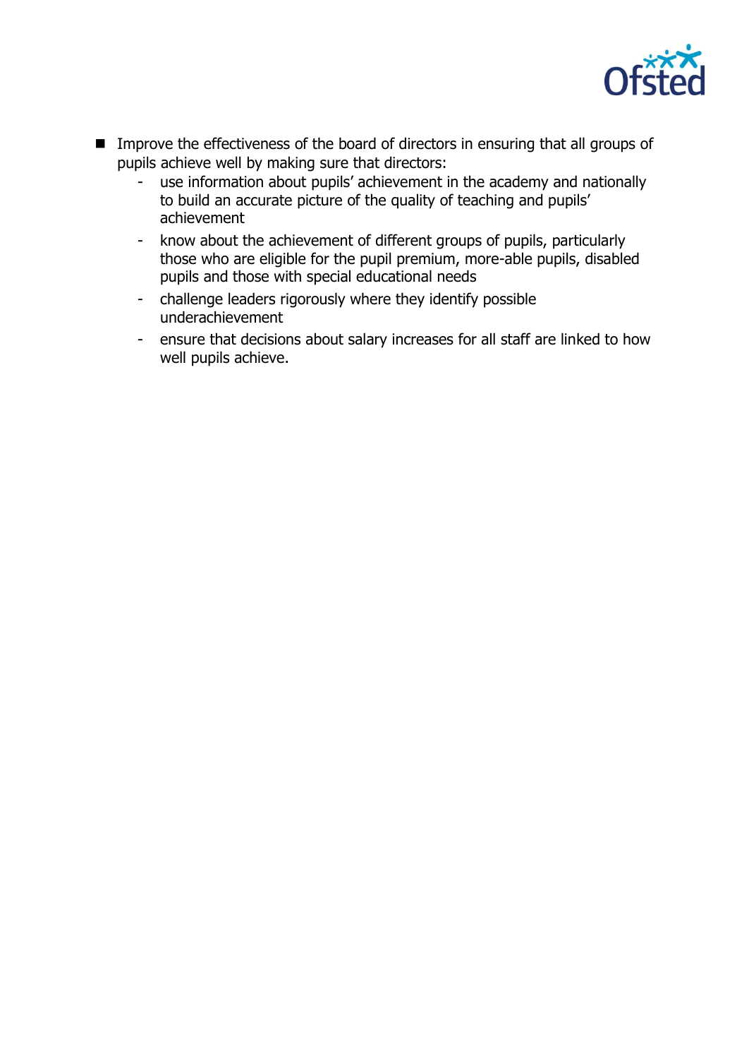- Improve the effectiveness of the board of directors in ensuring that all groups of pupils achieve well by making sure that directors:
  - use information about pupils' achievement in the academy and nationally to build an accurate picture of the quality of teaching and pupils' achievement
  - know about the achievement of different groups of pupils, particularly those who are eligible for the pupil premium, more-able pupils, disabled pupils and those with special educational needs
  - challenge leaders rigorously where they identify possible underachievement
  - ensure that decisions about salary increases for all staff are linked to how well pupils achieve.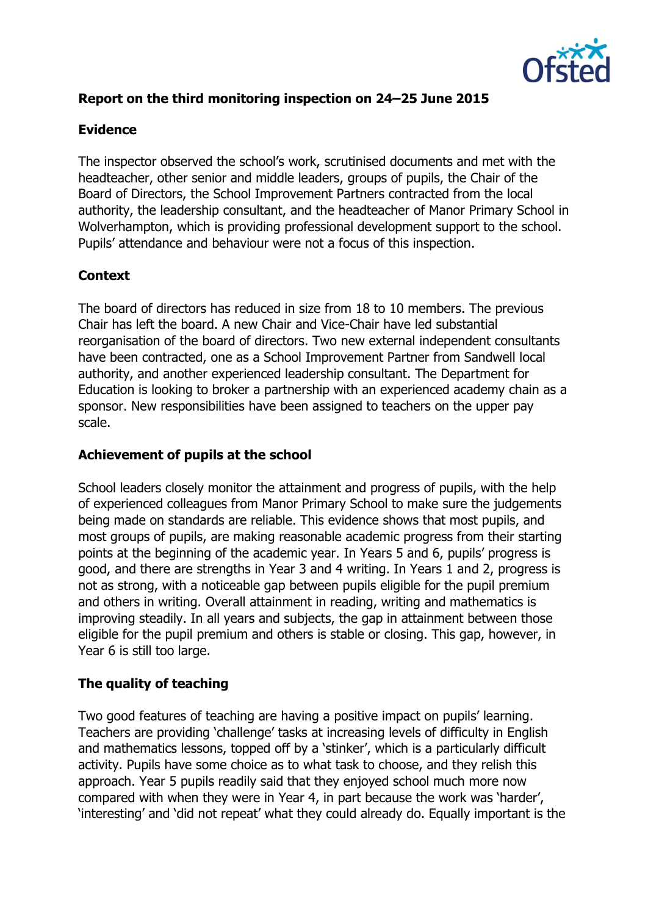**Report on the third monitoring inspection on 24–25 June 2015**

**Evidence**

The inspector observed the school's work, scrutinised documents and met with the headteacher, other senior and middle leaders, groups of pupils, the Chair of the Board of Directors, the School Improvement Partners contracted from the local authority, the leadership consultant, and the headteacher of Manor Primary School in Wolverhampton, which is providing professional development support to the school. Pupils' attendance and behaviour were not a focus of this inspection.

**Context**

The board of directors has reduced in size from 18 to 10 members. The previous Chair has left the board. A new Chair and Vice-Chair have led substantial reorganisation of the board of directors. Two new external independent consultants have been contracted, one as a School Improvement Partner from Sandwell local authority, and another experienced leadership consultant. The Department for Education is looking to broker a partnership with an experienced academy chain as a sponsor. New responsibilities have been assigned to teachers on the upper pay scale.

**Achievement of pupils at the school**

School leaders closely monitor the attainment and progress of pupils, with the help of experienced colleagues from Manor Primary School to make sure the judgements being made on standards are reliable. This evidence shows that most pupils, and most groups of pupils, are making reasonable academic progress from their starting points at the beginning of the academic year. In Years 5 and 6, pupils' progress is good, and there are strengths in Year 3 and 4 writing. In Years 1 and 2, progress is not as strong, with a noticeable gap between pupils eligible for the pupil premium and others in writing. Overall attainment in reading, writing and mathematics is improving steadily. In all years and subjects, the gap in attainment between those eligible for the pupil premium and others is stable or closing. This gap, however, in Year 6 is still too large.

**The quality of teaching**

Two good features of teaching are having a positive impact on pupils' learning. Teachers are providing 'challenge' tasks at increasing levels of difficulty in English and mathematics lessons, topped off by a 'stinker', which is a particularly difficult activity. Pupils have some choice as to what task to choose, and they relish this approach. Year 5 pupils readily said that they enjoyed school much more now compared with when they were in Year 4, in part because the work was 'harder', 'interesting' and 'did not repeat' what they could already do. Equally important is the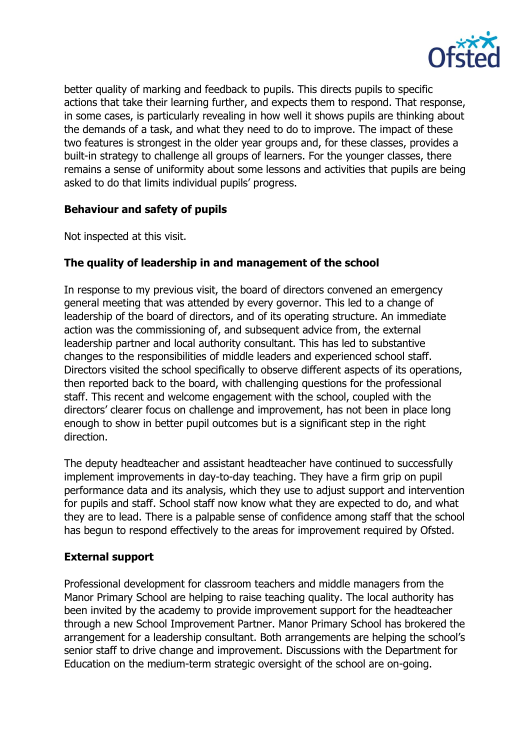better quality of marking and feedback to pupils. This directs pupils to specific actions that take their learning further, and expects them to respond. That response, in some cases, is particularly revealing in how well it shows pupils are thinking about the demands of a task, and what they need to do to improve. The impact of these two features is strongest in the older year groups and, for these classes, provides a built-in strategy to challenge all groups of learners. For the younger classes, there remains a sense of uniformity about some lessons and activities that pupils are being asked to do that limits individual pupils' progress.

**Behaviour and safety of pupils**

Not inspected at this visit.

**The quality of leadership in and management of the school**

In response to my previous visit, the board of directors convened an emergency general meeting that was attended by every governor. This led to a change of leadership of the board of directors, and of its operating structure. An immediate action was the commissioning of, and subsequent advice from, the external leadership partner and local authority consultant. This has led to substantive changes to the responsibilities of middle leaders and experienced school staff. Directors visited the school specifically to observe different aspects of its operations, then reported back to the board, with challenging questions for the professional staff. This recent and welcome engagement with the school, coupled with the directors' clearer focus on challenge and improvement, has not been in place long enough to show in better pupil outcomes but is a significant step in the right direction.

The deputy headteacher and assistant headteacher have continued to successfully implement improvements in day-to-day teaching. They have a firm grip on pupil performance data and its analysis, which they use to adjust support and intervention for pupils and staff. School staff now know what they are expected to do, and what they are to lead. There is a palpable sense of confidence among staff that the school has begun to respond effectively to the areas for improvement required by Ofsted.

**External support**

Professional development for classroom teachers and middle managers from the Manor Primary School are helping to raise teaching quality. The local authority has been invited by the academy to provide improvement support for the headteacher through a new School Improvement Partner. Manor Primary School has brokered the arrangement for a leadership consultant. Both arrangements are helping the school's senior staff to drive change and improvement. Discussions with the Department for Education on the medium-term strategic oversight of the school are on-going.